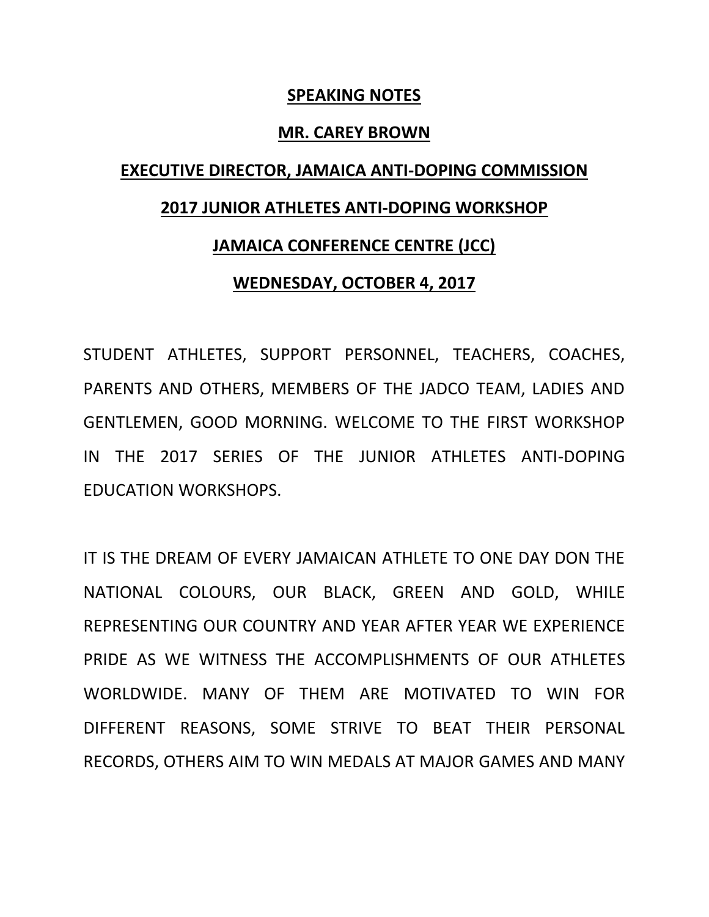**SPEAKING NOTES**

**MR. CAREY BROWN**

**EXECUTIVE DIRECTOR, JAMAICA ANTI-DOPING COMMISSION**

**2017 JUNIOR ATHLETES ANTI-DOPING WORKSHOP**

**JAMAICA CONFERENCE CENTRE (JCC)**

**WEDNESDAY, OCTOBER 4, 2017**

STUDENT ATHLETES, SUPPORT PERSONNEL, TEACHERS, COACHES, PARENTS AND OTHERS, MEMBERS OF THE JADCO TEAM, LADIES AND GENTLEMEN, GOOD MORNING. WELCOME TO THE FIRST WORKSHOP IN THE 2017 SERIES OF THE JUNIOR ATHLETES ANTI-DOPING EDUCATION WORKSHOPS.

IT IS THE DREAM OF EVERY JAMAICAN ATHLETE TO ONE DAY DON THE NATIONAL COLOURS, OUR BLACK, GREEN AND GOLD, WHILE REPRESENTING OUR COUNTRY AND YEAR AFTER YEAR WE EXPERIENCE PRIDE AS WE WITNESS THE ACCOMPLISHMENTS OF OUR ATHLETES WORLDWIDE. MANY OF THEM ARE MOTIVATED TO WIN FOR DIFFERENT REASONS, SOME STRIVE TO BEAT THEIR PERSONAL RECORDS, OTHERS AIM TO WIN MEDALS AT MAJOR GAMES AND MANY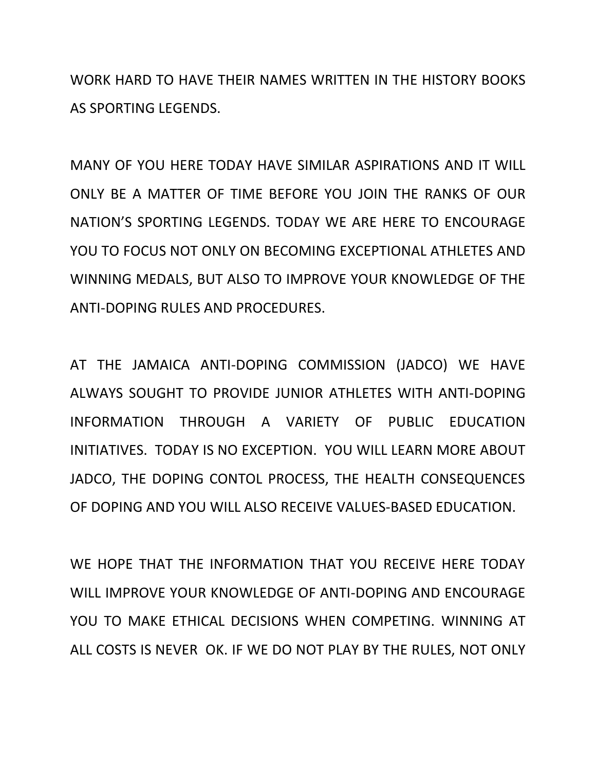WORK HARD TO HAVE THEIR NAMES WRITTEN IN THE HISTORY BOOKS AS SPORTING LEGENDS.

MANY OF YOU HERE TODAY HAVE SIMILAR ASPIRATIONS AND IT WILL ONLY BE A MATTER OF TIME BEFORE YOU JOIN THE RANKS OF OUR NATION'S SPORTING LEGENDS. TODAY WE ARE HERE TO ENCOURAGE YOU TO FOCUS NOT ONLY ON BECOMING EXCEPTIONAL ATHLETES AND WINNING MEDALS, BUT ALSO TO IMPROVE YOUR KNOWLEDGE OF THE ANTI-DOPING RULES AND PROCEDURES.

AT THE JAMAICA ANTI-DOPING COMMISSION (JADCO) WE HAVE ALWAYS SOUGHT TO PROVIDE JUNIOR ATHLETES WITH ANTI-DOPING INFORMATION THROUGH A VARIETY OF PUBLIC EDUCATION INITIATIVES. TODAY IS NO EXCEPTION. YOU WILL LEARN MORE ABOUT JADCO, THE DOPING CONTOL PROCESS, THE HEALTH CONSEQUENCES OF DOPING AND YOU WILL ALSO RECEIVE VALUES-BASED EDUCATION.

WE HOPE THAT THE INFORMATION THAT YOU RECEIVE HERE TODAY WILL IMPROVE YOUR KNOWLEDGE OF ANTI-DOPING AND ENCOURAGE YOU TO MAKE ETHICAL DECISIONS WHEN COMPETING. WINNING AT ALL COSTS IS NEVER OK. IF WE DO NOT PLAY BY THE RULES, NOT ONLY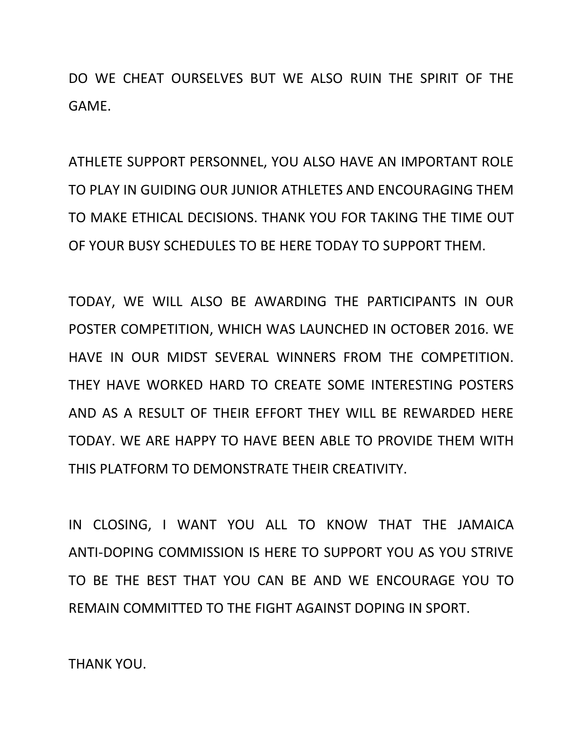DO WE CHEAT OURSELVES BUT WE ALSO RUIN THE SPIRIT OF THE GAME.

ATHLETE SUPPORT PERSONNEL, YOU ALSO HAVE AN IMPORTANT ROLE TO PLAY IN GUIDING OUR JUNIOR ATHLETES AND ENCOURAGING THEM TO MAKE ETHICAL DECISIONS. THANK YOU FOR TAKING THE TIME OUT OF YOUR BUSY SCHEDULES TO BE HERE TODAY TO SUPPORT THEM.

TODAY, WE WILL ALSO BE AWARDING THE PARTICIPANTS IN OUR POSTER COMPETITION, WHICH WAS LAUNCHED IN OCTOBER 2016. WE HAVE IN OUR MIDST SEVERAL WINNERS FROM THE COMPETITION. THEY HAVE WORKED HARD TO CREATE SOME INTERESTING POSTERS AND AS A RESULT OF THEIR EFFORT THEY WILL BE REWARDED HERE TODAY. WE ARE HAPPY TO HAVE BEEN ABLE TO PROVIDE THEM WITH THIS PLATFORM TO DEMONSTRATE THEIR CREATIVITY.

IN CLOSING, I WANT YOU ALL TO KNOW THAT THE JAMAICA ANTI-DOPING COMMISSION IS HERE TO SUPPORT YOU AS YOU STRIVE TO BE THE BEST THAT YOU CAN BE AND WE ENCOURAGE YOU TO REMAIN COMMITTED TO THE FIGHT AGAINST DOPING IN SPORT.

THANK YOU.